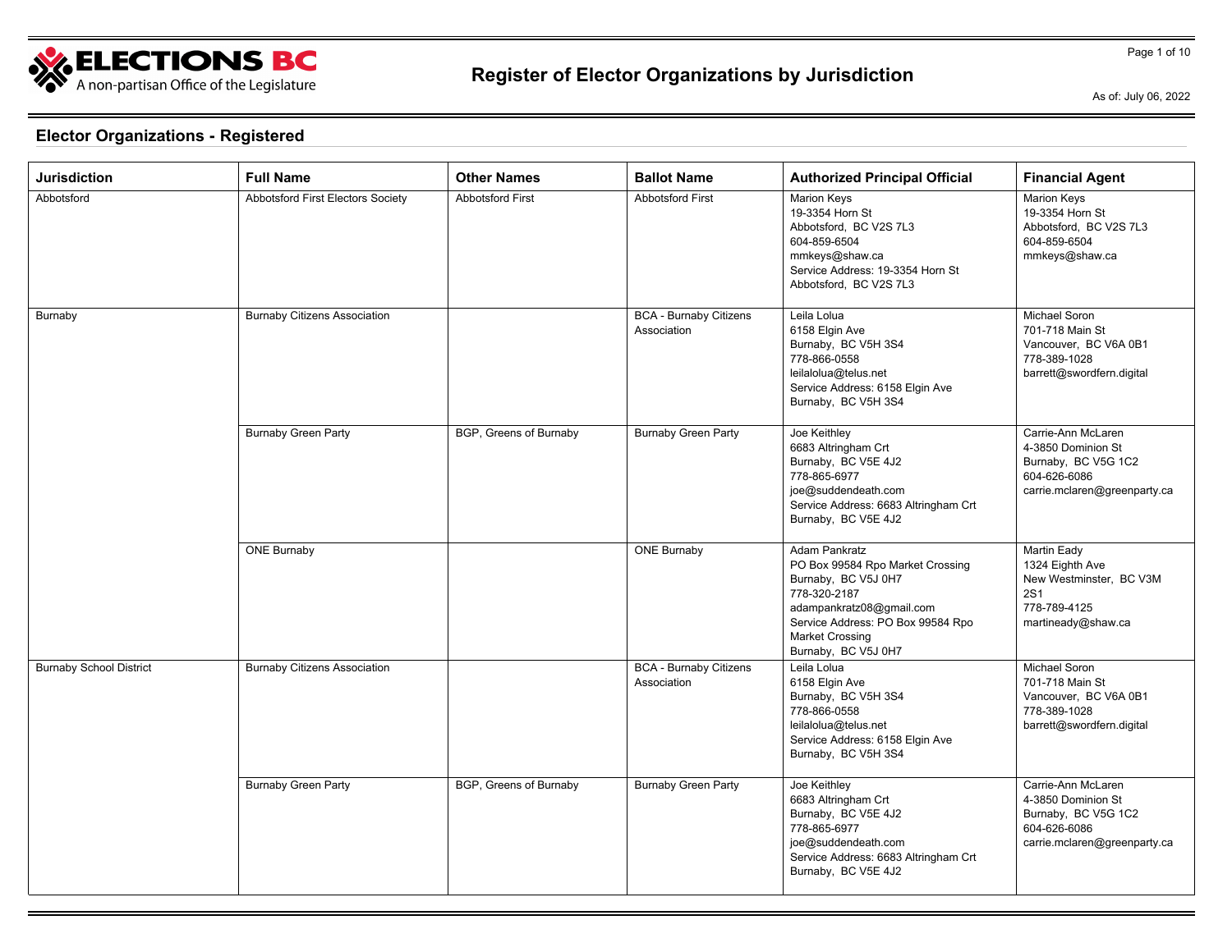# Register of Elector Organizations by Jurisdiction

As of: July 06, 2022

## Elector Organizations - Registered

| Jurisdiction | Full Name | Other Names | Ballot Name | Authorized Principal Official | Financial Agent |
|---|---|---|---|---|---|
| Abbotsford | Abbotsford First Electors Society | Abbotsford First | Abbotsford First | Marion Keys<br>19-3354 Horn St<br>Abbotsford, BC V2S 7L3<br>604-859-6504<br>mmkeys@shaw.ca<br>Service Address: 19-3354 Horn St<br>Abbotsford, BC V2S 7L3 | Marion Keys<br>19-3354 Horn St<br>Abbotsford, BC V2S 7L3<br>604-859-6504<br>mmkeys@shaw.ca |
| Burnaby | Burnaby Citizens Association | | BCA - Burnaby Citizens Association | Leila Lolua<br>6158 Elgin Ave<br>Burnaby, BC V5H 3S4<br>778-866-0558<br>leilalolua@telus.net<br>Service Address: 6158 Elgin Ave<br>Burnaby, BC V5H 3S4 | Michael Soron<br>701-718 Main St<br>Vancouver, BC V6A 0B1<br>778-389-1028<br>barrett@swordfern.digital |
| | Burnaby Green Party | BGP, Greens of Burnaby | Burnaby Green Party | Joe Keithley<br>6683 Altringham Crt<br>Burnaby, BC V5E 4J2<br>778-865-6977<br>joe@suddendeath.com<br>Service Address: 6683 Altringham Crt<br>Burnaby, BC V5E 4J2 | Carrie-Ann McLaren<br>4-3850 Dominion St<br>Burnaby, BC V5G 1C2<br>604-626-6086<br>carrie.mclaren@greenparty.ca |
| | ONE Burnaby | | ONE Burnaby | Adam Pankratz<br>PO Box 99584 Rpo Market Crossing<br>Burnaby, BC V5J 0H7<br>778-320-2187<br>adampankratz08@gmail.com<br>Service Address: PO Box 99584 Rpo Market Crossing<br>Burnaby, BC V5J 0H7 | Martin Eady<br>1324 Eighth Ave<br>New Westminster, BC V3M 2S1<br>778-789-4125<br>martineady@shaw.ca |
| Burnaby School District | Burnaby Citizens Association | | BCA - Burnaby Citizens Association | Leila Lolua<br>6158 Elgin Ave<br>Burnaby, BC V5H 3S4<br>778-866-0558<br>leilalolua@telus.net<br>Service Address: 6158 Elgin Ave<br>Burnaby, BC V5H 3S4 | Michael Soron<br>701-718 Main St<br>Vancouver, BC V6A 0B1<br>778-389-1028<br>barrett@swordfern.digital |
| | Burnaby Green Party | BGP, Greens of Burnaby | Burnaby Green Party | Joe Keithley<br>6683 Altringham Crt<br>Burnaby, BC V5E 4J2<br>778-865-6977<br>joe@suddendeath.com<br>Service Address: 6683 Altringham Crt<br>Burnaby, BC V5E 4J2 | Carrie-Ann McLaren<br>4-3850 Dominion St<br>Burnaby, BC V5G 1C2<br>604-626-6086<br>carrie.mclaren@greenparty.ca |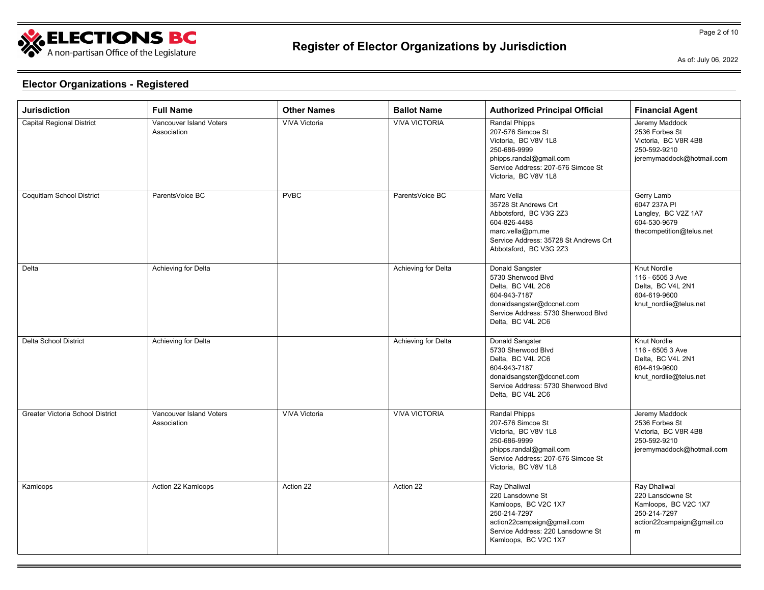## Elector Organizations - Registered

| Jurisdiction | Full Name | Other Names | Ballot Name | Authorized Principal Official | Financial Agent |
|---|---|---|---|---|---|
| Capital Regional District | Vancouver Island Voters Association | VIVA Victoria | VIVA VICTORIA | Randal Phipps<br>207-576 Simcoe St<br>Victoria, BC V8V 1L8<br>250-686-9999<br>phipps.randal@gmail.com<br>Service Address: 207-576 Simcoe St<br>Victoria, BC V8V 1L8 | Jeremy Maddock<br>2536 Forbes St<br>Victoria, BC V8R 4B8<br>250-592-9210<br>jeremymaddock@hotmail.com |
| Coquitlam School District | ParentsVoice BC | PVBC | ParentsVoice BC | Marc Vella<br>35728 St Andrews Crt<br>Abbotsford, BC V3G 2Z3<br>604-826-4488<br>marc.vella@pm.me<br>Service Address: 35728 St Andrews Crt<br>Abbotsford, BC V3G 2Z3 | Gerry Lamb<br>6047 237A Pl<br>Langley, BC V2Z 1A7<br>604-530-9679<br>thecompetition@telus.net |
| Delta | Achieving for Delta | | Achieving for Delta | Donald Sangster<br>5730 Sherwood Blvd<br>Delta, BC V4L 2C6<br>604-943-7187<br>donaldsangster@dccnet.com<br>Service Address: 5730 Sherwood Blvd<br>Delta, BC V4L 2C6 | Knut Nordlie<br>116 - 6505 3 Ave<br>Delta, BC V4L 2N1<br>604-619-9600<br>knut_nordlie@telus.net |
| Delta School District | Achieving for Delta | | Achieving for Delta | Donald Sangster<br>5730 Sherwood Blvd<br>Delta, BC V4L 2C6<br>604-943-7187<br>donaldsangster@dccnet.com<br>Service Address: 5730 Sherwood Blvd<br>Delta, BC V4L 2C6 | Knut Nordlie<br>116 - 6505 3 Ave<br>Delta, BC V4L 2N1<br>604-619-9600<br>knut_nordlie@telus.net |
| Greater Victoria School District | Vancouver Island Voters Association | VIVA Victoria | VIVA VICTORIA | Randal Phipps<br>207-576 Simcoe St<br>Victoria, BC V8V 1L8<br>250-686-9999<br>phipps.randal@gmail.com<br>Service Address: 207-576 Simcoe St<br>Victoria, BC V8V 1L8 | Jeremy Maddock<br>2536 Forbes St<br>Victoria, BC V8R 4B8<br>250-592-9210<br>jeremymaddock@hotmail.com |
| Kamloops | Action 22 Kamloops | Action 22 | Action 22 | Ray Dhaliwal<br>220 Lansdowne St<br>Kamloops, BC V2C 1X7<br>250-214-7297<br>action22campaign@gmail.com<br>Service Address: 220 Lansdowne St<br>Kamloops, BC V2C 1X7 | Ray Dhaliwal<br>220 Lansdowne St<br>Kamloops, BC V2C 1X7<br>250-214-7297<br>action22campaign@gmail.com |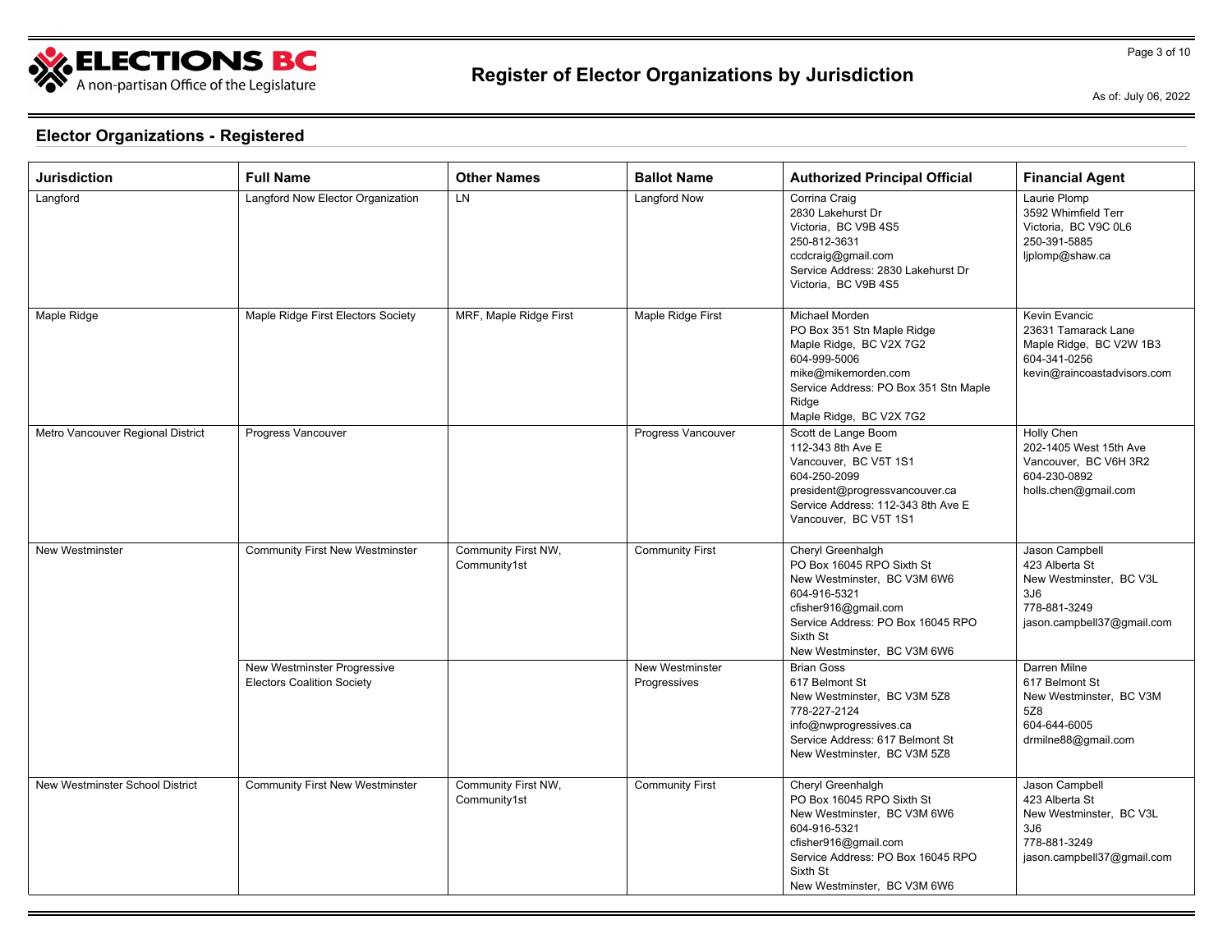## Elector Organizations - Registered

| Jurisdiction | Full Name | Other Names | Ballot Name | Authorized Principal Official | Financial Agent |
|---|---|---|---|---|---|
| Langford | Langford Now Elector Organization | LN | Langford Now | Corrina Craig<br>2830 Lakehurst Dr<br>Victoria, BC V9B 4S5<br>250-812-3631<br>ccdcraig@gmail.com<br>Service Address: 2830 Lakehurst Dr<br>Victoria, BC V9B 4S5 | Laurie Plomp<br>3592 Whimfield Terr<br>Victoria, BC V9C 0L6<br>250-391-5885<br>ljplomp@shaw.ca |
| Maple Ridge | Maple Ridge First Electors Society | MRF, Maple Ridge First | Maple Ridge First | Michael Morden<br>PO Box 351 Stn Maple Ridge<br>Maple Ridge, BC V2X 7G2<br>604-999-5006<br>mike@mikemorden.com<br>Service Address: PO Box 351 Stn Maple Ridge<br>Maple Ridge, BC V2X 7G2 | Kevin Evancic<br>23631 Tamarack Lane<br>Maple Ridge, BC V2W 1B3<br>604-341-0256<br>kevin@raincoastadvisors.com |
| Metro Vancouver Regional District | Progress Vancouver | | Progress Vancouver | Scott de Lange Boom<br>112-343 8th Ave E<br>Vancouver, BC V5T 1S1<br>604-250-2099<br>president@progressvancouver.ca<br>Service Address: 112-343 8th Ave E<br>Vancouver, BC V5T 1S1 | Holly Chen<br>202-1405 West 15th Ave<br>Vancouver, BC V6H 3R2<br>604-230-0892<br>holls.chen@gmail.com |
| New Westminster | Community First New Westminster | Community First NW, Community1st | Community First | Cheryl Greenhalgh<br>PO Box 16045 RPO Sixth St<br>New Westminster, BC V3M 6W6<br>604-916-5321<br>cfisher916@gmail.com<br>Service Address: PO Box 16045 RPO Sixth St<br>New Westminster, BC V3M 6W6 | Jason Campbell<br>423 Alberta St<br>New Westminster, BC V3L 3J6<br>778-881-3249<br>jason.campbell37@gmail.com |
| | New Westminster Progressive Electors Coalition Society | | New Westminster Progressives | Brian Goss<br>617 Belmont St<br>New Westminster, BC V3M 5Z8<br>778-227-2124<br>info@nwprogressives.ca<br>Service Address: 617 Belmont St<br>New Westminster, BC V3M 5Z8 | Darren Milne<br>617 Belmont St<br>New Westminster, BC V3M 5Z8<br>604-644-6005<br>drmilne88@gmail.com |
| New Westminster School District | Community First New Westminster | Community First NW, Community1st | Community First | Cheryl Greenhalgh<br>PO Box 16045 RPO Sixth St<br>New Westminster, BC V3M 6W6<br>604-916-5321<br>cfisher916@gmail.com<br>Service Address: PO Box 16045 RPO Sixth St<br>New Westminster, BC V3M 6W6 | Jason Campbell<br>423 Alberta St<br>New Westminster, BC V3L 3J6<br>778-881-3249<br>jason.campbell37@gmail.com |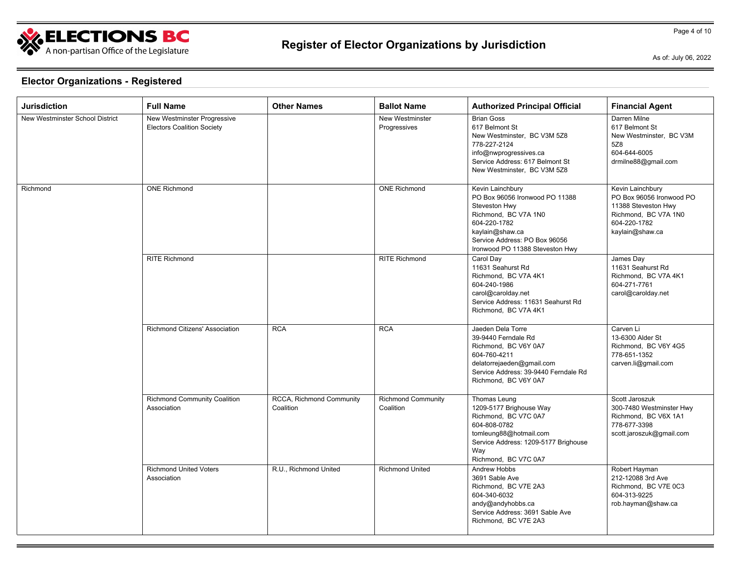# Register of Elector Organizations by Jurisdiction

As of: July 06, 2022

## Elector Organizations - Registered

| Jurisdiction | Full Name | Other Names | Ballot Name | Authorized Principal Official | Financial Agent |
|---|---|---|---|---|---|
| New Westminster School District | New Westminster Progressive Electors Coalition Society | | New Westminster Progressives | Brian Goss<br>617 Belmont St<br>New Westminster, BC V3M 5Z8<br>778-227-2124<br>info@nwprogressives.ca<br>Service Address: 617 Belmont St<br>New Westminster, BC V3M 5Z8 | Darren Milne<br>617 Belmont St<br>New Westminster, BC V3M 5Z8<br>604-644-6005<br>drmilne88@gmail.com |
| Richmond | ONE Richmond | | ONE Richmond | Kevin Lainchbury<br>PO Box 96056 Ironwood PO 11388 Steveston Hwy<br>Richmond, BC V7A 1N0<br>604-220-1782<br>kaylain@shaw.ca<br>Service Address: PO Box 96056 Ironwood PO 11388 Steveston Hwy | Kevin Lainchbury<br>PO Box 96056 Ironwood PO 11388 Steveston Hwy<br>Richmond, BC V7A 1N0<br>604-220-1782<br>kaylain@shaw.ca |
| | RITE Richmond | | RITE Richmond | Carol Day<br>11631 Seahurst Rd<br>Richmond, BC V7A 4K1<br>604-240-1986<br>carol@carolday.net<br>Service Address: 11631 Seahurst Rd<br>Richmond, BC V7A 4K1 | James Day<br>11631 Seahurst Rd<br>Richmond, BC V7A 4K1<br>604-271-7761<br>carol@carolday.net |
| | Richmond Citizens' Association | RCA | RCA | Jaeden Dela Torre<br>39-9440 Ferndale Rd<br>Richmond, BC V6Y 0A7<br>604-760-4211<br>delatorrejaeden@gmail.com<br>Service Address: 39-9440 Ferndale Rd<br>Richmond, BC V6Y 0A7 | Carven Li<br>13-6300 Alder St<br>Richmond, BC V6Y 4G5<br>778-651-1352<br>carven.li@gmail.com |
| | Richmond Community Coalition Association | RCCA, Richmond Community Coalition | Richmond Community Coalition | Thomas Leung<br>1209-5177 Brighouse Way<br>Richmond, BC V7C 0A7<br>604-808-0782<br>tomleung88@hotmail.com<br>Service Address: 1209-5177 Brighouse Way<br>Richmond, BC V7C 0A7 | Scott Jaroszuk<br>300-7480 Westminster Hwy<br>Richmond, BC V6X 1A1<br>778-677-3398<br>scott.jaroszuk@gmail.com |
| | Richmond United Voters Association | R.U., Richmond United | Richmond United | Andrew Hobbs<br>3691 Sable Ave<br>Richmond, BC V7E 2A3<br>604-340-6032<br>andy@andyhobbs.ca<br>Service Address: 3691 Sable Ave<br>Richmond, BC V7E 2A3 | Robert Hayman<br>212-12088 3rd Ave<br>Richmond, BC V7E 0C3<br>604-313-9225<br>rob.hayman@shaw.ca |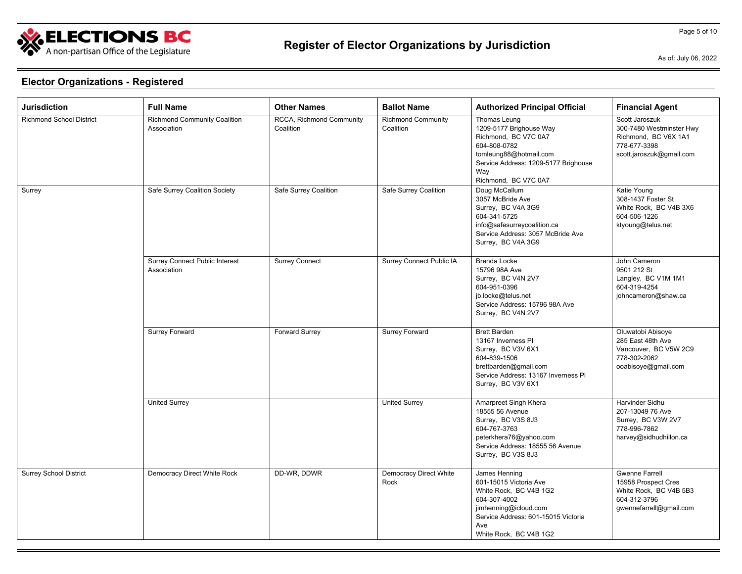# Register of Elector Organizations by Jurisdiction

As of: July 06, 2022

## Elector Organizations - Registered

| Jurisdiction | Full Name | Other Names | Ballot Name | Authorized Principal Official | Financial Agent |
|---|---|---|---|---|---|
| Richmond School District | Richmond Community Coalition Association | RCCA, Richmond Community Coalition | Richmond Community Coalition | Thomas Leung<br>1209-5177 Brighouse Way<br>Richmond, BC V7C 0A7<br>604-808-0782<br>tomleung88@hotmail.com<br>Service Address: 1209-5177 Brighouse Way<br>Richmond, BC V7C 0A7 | Scott Jaroszuk<br>300-7480 Westminster Hwy<br>Richmond, BC V6X 1A1<br>778-677-3398<br>scott.jaroszuk@gmail.com |
| Surrey | Safe Surrey Coalition Society | Safe Surrey Coalition | Safe Surrey Coalition | Doug McCallum<br>3057 McBride Ave<br>Surrey, BC V4A 3G9<br>604-341-5725<br>info@safesurreycoalition.ca<br>Service Address: 3057 McBride Ave<br>Surrey, BC V4A 3G9 | Katie Young<br>308-1437 Foster St<br>White Rock, BC V4B 3X6<br>604-506-1226<br>ktyoung@telus.net |
| | Surrey Connect Public Interest Association | Surrey Connect | Surrey Connect Public IA | Brenda Locke<br>15796 98A Ave<br>Surrey, BC V4N 2V7<br>604-951-0396<br>jb.locke@telus.net<br>Service Address: 15796 98A Ave<br>Surrey, BC V4N 2V7 | John Cameron<br>9501 212 St<br>Langley, BC V1M 1M1<br>604-319-4254<br>johncameron@shaw.ca |
| | Surrey Forward | Forward Surrey | Surrey Forward | Brett Barden<br>13167 Inverness Pl<br>Surrey, BC V3V 6X1<br>604-839-1506<br>brettbarden@gmail.com<br>Service Address: 13167 Inverness Pl<br>Surrey, BC V3V 6X1 | Oluwatobi Abisoye<br>285 East 48th Ave<br>Vancouver, BC V5W 2C9<br>778-302-2062<br>ooabisoye@gmail.com |
| | United Surrey | | United Surrey | Amarpreet Singh Khera<br>18555 56 Avenue<br>Surrey, BC V3S 8J3<br>604-767-3763<br>peterkhera76@yahoo.com<br>Service Address: 18555 56 Avenue<br>Surrey, BC V3S 8J3 | Harvinder Sidhu<br>207-13049 76 Ave<br>Surrey, BC V3W 2V7<br>778-996-7862<br>harvey@sidhudhillon.ca |
| Surrey School District | Democracy Direct White Rock | DD-WR, DDWR | Democracy Direct White Rock | James Henning<br>601-15015 Victoria Ave<br>White Rock, BC V4B 1G2<br>604-307-4002<br>jimhenning@icloud.com<br>Service Address: 601-15015 Victoria Ave<br>White Rock, BC V4B 1G2 | Gwenne Farrell<br>15958 Prospect Cres<br>White Rock, BC V4B 5B3<br>604-312-3796<br>gwennefarrell@gmail.com |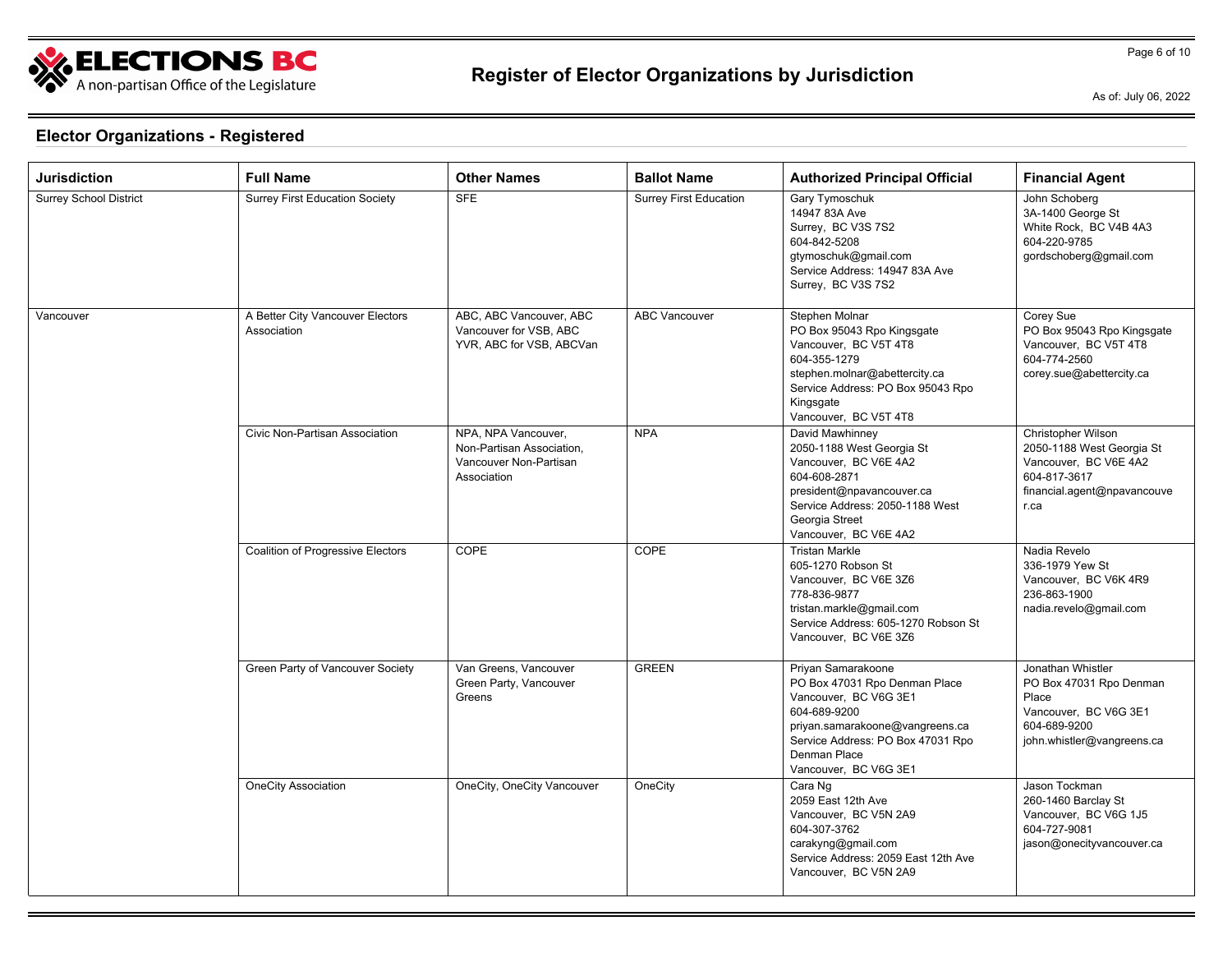## Elector Organizations - Registered

| Jurisdiction | Full Name | Other Names | Ballot Name | Authorized Principal Official | Financial Agent |
|---|---|---|---|---|---|
| Surrey School District | Surrey First Education Society | SFE | Surrey First Education | Gary Tymoschuk<br>14947 83A Ave<br>Surrey, BC V3S 7S2<br>604-842-5208<br>gtymoschuk@gmail.com<br>Service Address: 14947 83A Ave<br>Surrey, BC V3S 7S2 | John Schoberg<br>3A-1400 George St<br>White Rock, BC V4B 4A3<br>604-220-9785<br>gordschoberg@gmail.com |
| Vancouver | A Better City Vancouver Electors Association | ABC, ABC Vancouver, ABC Vancouver for VSB, ABC YVR, ABC for VSB, ABCVan | ABC Vancouver | Stephen Molnar<br>PO Box 95043 Rpo Kingsgate<br>Vancouver, BC V5T 4T8<br>604-355-1279<br>stephen.molnar@abettercity.ca<br>Service Address: PO Box 95043 Rpo Kingsgate<br>Vancouver, BC V5T 4T8 | Corey Sue<br>PO Box 95043 Rpo Kingsgate<br>Vancouver, BC V5T 4T8<br>604-774-2560<br>corey.sue@abettercity.ca |
| | Civic Non-Partisan Association | NPA, NPA Vancouver, Non-Partisan Association, Vancouver Non-Partisan Association | NPA | David Mawhinney<br>2050-1188 West Georgia St<br>Vancouver, BC V6E 4A2<br>604-608-2871<br>president@npavancouver.ca<br>Service Address: 2050-1188 West Georgia Street<br>Vancouver, BC V6E 4A2 | Christopher Wilson<br>2050-1188 West Georgia St<br>Vancouver, BC V6E 4A2<br>604-817-3617<br>financial.agent@npavancouver.ca |
| | Coalition of Progressive Electors | COPE | COPE | Tristan Markle<br>605-1270 Robson St<br>Vancouver, BC V6E 3Z6<br>778-836-9877<br>tristan.markle@gmail.com<br>Service Address: 605-1270 Robson St<br>Vancouver, BC V6E 3Z6 | Nadia Revelo<br>336-1979 Yew St<br>Vancouver, BC V6K 4R9<br>236-863-1900<br>nadia.revelo@gmail.com |
| | Green Party of Vancouver Society | Van Greens, Vancouver Green Party, Vancouver Greens | GREEN | Priyan Samarakoone<br>PO Box 47031 Rpo Denman Place<br>Vancouver, BC V6G 3E1<br>604-689-9200<br>priyan.samarakoone@vangreens.ca<br>Service Address: PO Box 47031 Rpo Denman Place<br>Vancouver, BC V6G 3E1 | Jonathan Whistler<br>PO Box 47031 Rpo Denman Place<br>Vancouver, BC V6G 3E1<br>604-689-9200<br>john.whistler@vangreens.ca |
| | OneCity Association | OneCity, OneCity Vancouver | OneCity | Cara Ng<br>2059 East 12th Ave<br>Vancouver, BC V5N 2A9<br>604-307-3762<br>carakyng@gmail.com<br>Service Address: 2059 East 12th Ave<br>Vancouver, BC V5N 2A9 | Jason Tockman<br>260-1460 Barclay St<br>Vancouver, BC V6G 1J5<br>604-727-9081<br>jason@onecityvancouver.ca |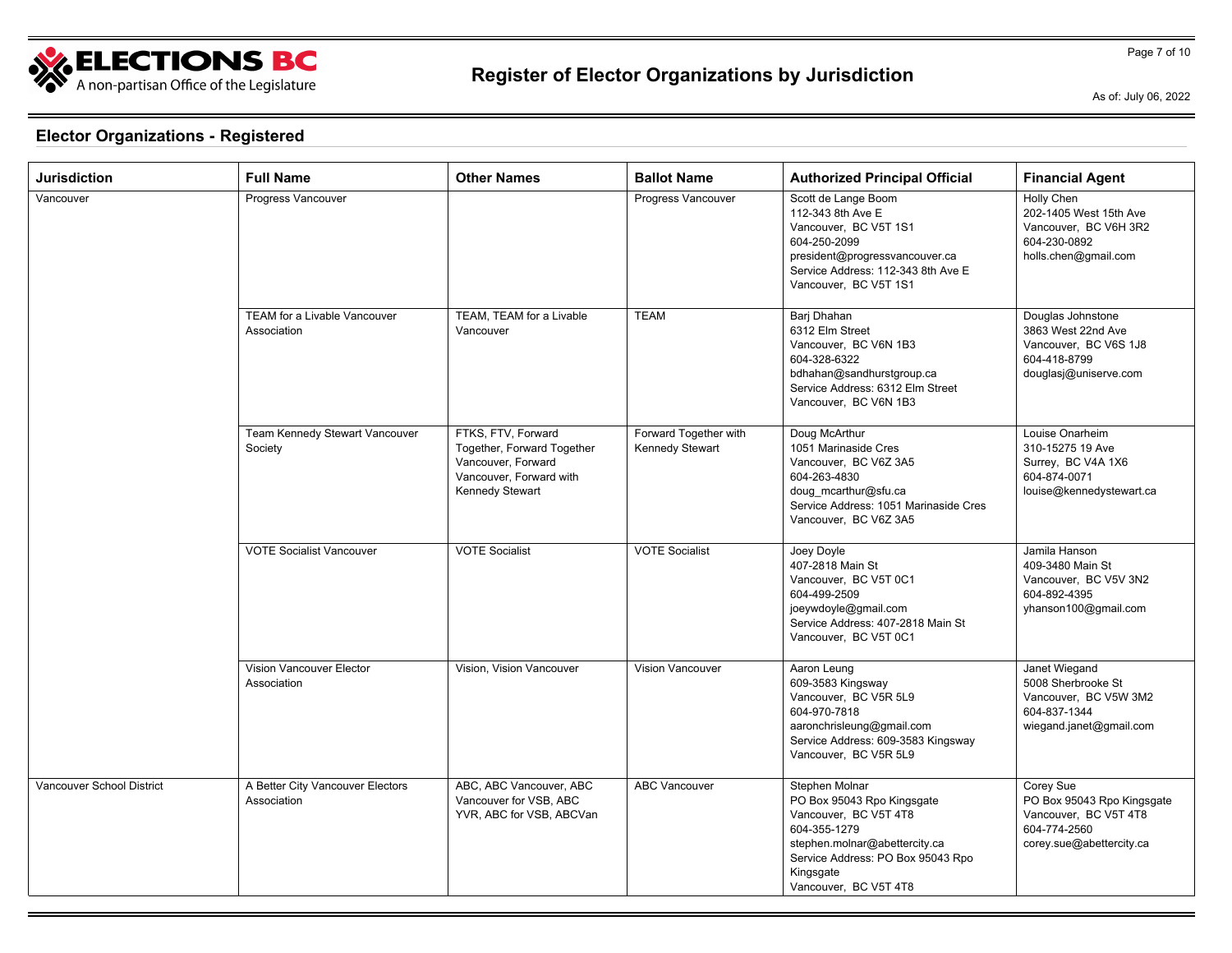## Register of Elector Organizations by Jurisdiction

As of: July 06, 2022

### Elector Organizations - Registered

| Jurisdiction | Full Name | Other Names | Ballot Name | Authorized Principal Official | Financial Agent |
|---|---|---|---|---|---|
| Vancouver | Progress Vancouver | | Progress Vancouver | Scott de Lange Boom<br>112-343 8th Ave E<br>Vancouver, BC V5T 1S1<br>604-250-2099<br>president@progressvancouver.ca<br>Service Address: 112-343 8th Ave E<br>Vancouver, BC V5T 1S1 | Holly Chen<br>202-1405 West 15th Ave<br>Vancouver, BC V6H 3R2<br>604-230-0892<br>holls.chen@gmail.com |
| | TEAM for a Livable Vancouver Association | TEAM, TEAM for a Livable Vancouver | TEAM | Barj Dhahan<br>6312 Elm Street<br>Vancouver, BC V6N 1B3<br>604-328-6322<br>bdhahan@sandhurstgroup.ca<br>Service Address: 6312 Elm Street<br>Vancouver, BC V6N 1B3 | Douglas Johnstone<br>3863 West 22nd Ave<br>Vancouver, BC V6S 1J8<br>604-418-8799<br>douglasj@uniserve.com |
| | Team Kennedy Stewart Vancouver Society | FTKS, FTV, Forward Together, Forward Together Vancouver, Forward Vancouver, Forward with Kennedy Stewart | Forward Together with Kennedy Stewart | Doug McArthur<br>1051 Marinaside Cres<br>Vancouver, BC V6Z 3A5<br>604-263-4830<br>doug_mcarthur@sfu.ca<br>Service Address: 1051 Marinaside Cres<br>Vancouver, BC V6Z 3A5 | Louise Onarheim<br>310-15275 19 Ave<br>Surrey, BC V4A 1X6<br>604-874-0071<br>louise@kennedystewart.ca |
| | VOTE Socialist Vancouver | VOTE Socialist | VOTE Socialist | Joey Doyle<br>407-2818 Main St<br>Vancouver, BC V5T 0C1<br>604-499-2509<br>joeywdoyle@gmail.com<br>Service Address: 407-2818 Main St<br>Vancouver, BC V5T 0C1 | Jamila Hanson<br>409-3480 Main St<br>Vancouver, BC V5V 3N2<br>604-892-4395<br>yhanson100@gmail.com |
| | Vision Vancouver Elector Association | Vision, Vision Vancouver | Vision Vancouver | Aaron Leung<br>609-3583 Kingsway<br>Vancouver, BC V5R 5L9<br>604-970-7818<br>aaronchrisleung@gmail.com<br>Service Address: 609-3583 Kingsway<br>Vancouver, BC V5R 5L9 | Janet Wiegand<br>5008 Sherbrooke St<br>Vancouver, BC V5W 3M2<br>604-837-1344<br>wiegand.janet@gmail.com |
| Vancouver School District | A Better City Vancouver Electors Association | ABC, ABC Vancouver, ABC Vancouver for VSB, ABC YVR, ABC for VSB, ABCVan | ABC Vancouver | Stephen Molnar<br>PO Box 95043 Rpo Kingsgate<br>Vancouver, BC V5T 4T8<br>604-355-1279<br>stephen.molnar@abettercity.ca<br>Service Address: PO Box 95043 Rpo Kingsgate<br>Vancouver, BC V5T 4T8 | Corey Sue<br>PO Box 95043 Rpo Kingsgate<br>Vancouver, BC V5T 4T8<br>604-774-2560<br>corey.sue@abettercity.ca |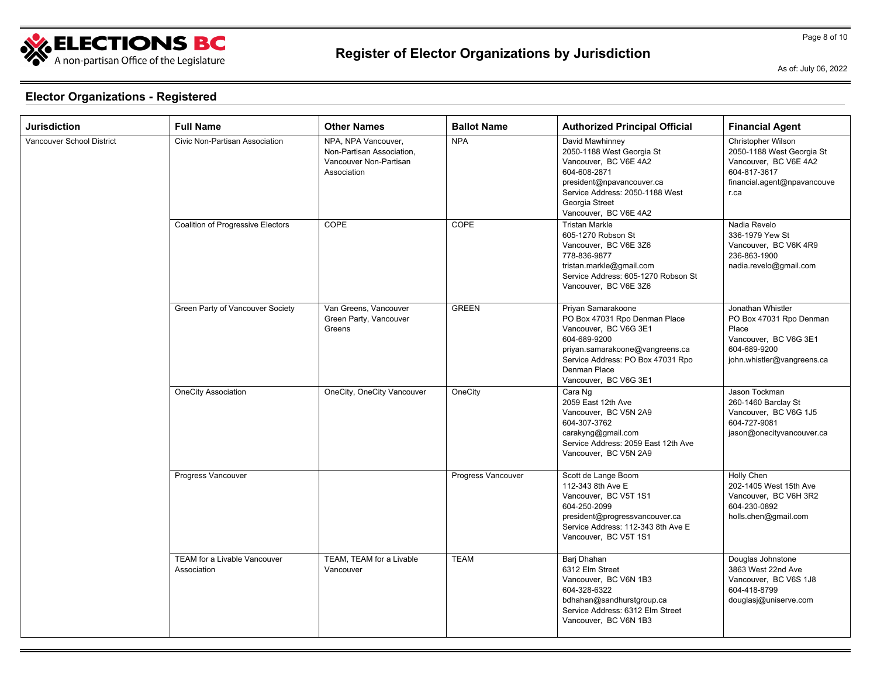# Register of Elector Organizations by Jurisdiction

As of: July 06, 2022

## Elector Organizations - Registered

| Jurisdiction | Full Name | Other Names | Ballot Name | Authorized Principal Official | Financial Agent |
|---|---|---|---|---|---|
| Vancouver School District | Civic Non-Partisan Association | NPA, NPA Vancouver, Non-Partisan Association, Vancouver Non-Partisan Association | NPA | David Mawhinney<br>2050-1188 West Georgia St<br>Vancouver, BC V6E 4A2<br>604-608-2871<br>president@npavancouver.ca<br>Service Address: 2050-1188 West Georgia Street<br>Vancouver, BC V6E 4A2 | Christopher Wilson<br>2050-1188 West Georgia St<br>Vancouver, BC V6E 4A2<br>604-817-3617<br>financial.agent@npavancouver.ca |
| | Coalition of Progressive Electors | COPE | COPE | Tristan Markle<br>605-1270 Robson St<br>Vancouver, BC V6E 3Z6<br>778-836-9877<br>tristan.markle@gmail.com<br>Service Address: 605-1270 Robson St<br>Vancouver, BC V6E 3Z6 | Nadia Revelo<br>336-1979 Yew St<br>Vancouver, BC V6K 4R9<br>236-863-1900<br>nadia.revelo@gmail.com |
| | Green Party of Vancouver Society | Van Greens, Vancouver Green Party, Vancouver Greens | GREEN | Priyan Samarakoone<br>PO Box 47031 Rpo Denman Place<br>Vancouver, BC V6G 3E1<br>604-689-9200<br>priyan.samarakoone@vangreens.ca<br>Service Address: PO Box 47031 Rpo Denman Place<br>Vancouver, BC V6G 3E1 | Jonathan Whistler<br>PO Box 47031 Rpo Denman Place<br>Vancouver, BC V6G 3E1<br>604-689-9200<br>john.whistler@vangreens.ca |
| | OneCity Association | OneCity, OneCity Vancouver | OneCity | Cara Ng<br>2059 East 12th Ave<br>Vancouver, BC V5N 2A9<br>604-307-3762<br>carakyng@gmail.com<br>Service Address: 2059 East 12th Ave<br>Vancouver, BC V5N 2A9 | Jason Tockman<br>260-1460 Barclay St<br>Vancouver, BC V6G 1J5<br>604-727-9081<br>jason@onecityvancouver.ca |
| | Progress Vancouver | | Progress Vancouver | Scott de Lange Boom<br>112-343 8th Ave E<br>Vancouver, BC V5T 1S1<br>604-250-2099<br>president@progressvancouver.ca<br>Service Address: 112-343 8th Ave E<br>Vancouver, BC V5T 1S1 | Holly Chen<br>202-1405 West 15th Ave<br>Vancouver, BC V6H 3R2<br>604-230-0892<br>holls.chen@gmail.com |
| | TEAM for a Livable Vancouver Association | TEAM, TEAM for a Livable Vancouver | TEAM | Barj Dhahan<br>6312 Elm Street<br>Vancouver, BC V6N 1B3<br>604-328-6322<br>bdhahan@sandhurstgroup.ca<br>Service Address: 6312 Elm Street<br>Vancouver, BC V6N 1B3 | Douglas Johnstone<br>3863 West 22nd Ave<br>Vancouver, BC V6S 1J8<br>604-418-8799<br>douglasj@uniserve.com |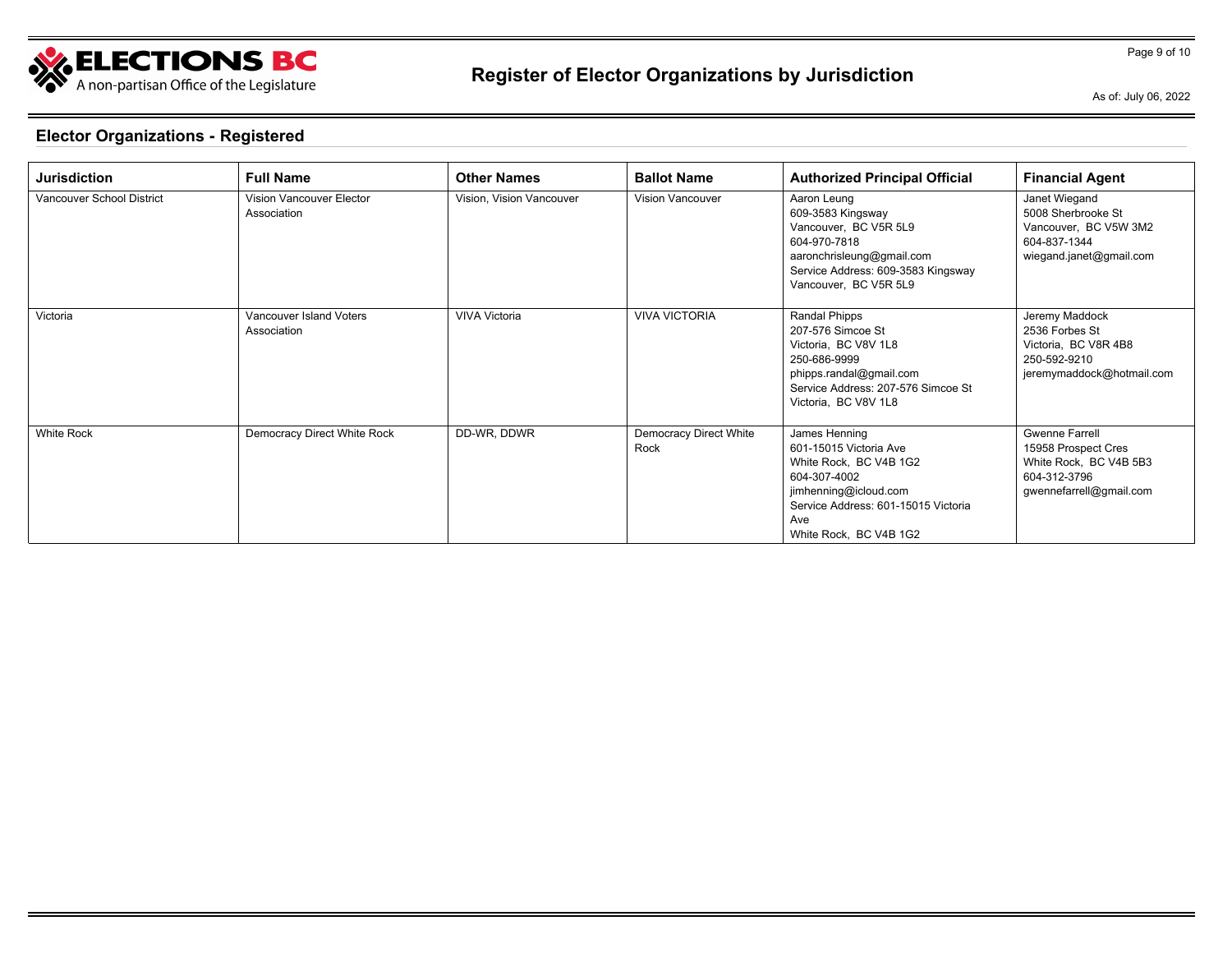## Elector Organizations - Registered

| Jurisdiction | Full Name | Other Names | Ballot Name | Authorized Principal Official | Financial Agent |
|---|---|---|---|---|---|
| Vancouver School District | Vision Vancouver Elector Association | Vision, Vision Vancouver | Vision Vancouver | Aaron Leung<br>609-3583 Kingsway<br>Vancouver, BC V5R 5L9<br>604-970-7818<br>aaronchrisleung@gmail.com<br>Service Address: 609-3583 Kingsway<br>Vancouver, BC V5R 5L9 | Janet Wiegand<br>5008 Sherbrooke St<br>Vancouver, BC V5W 3M2<br>604-837-1344<br>wiegand.janet@gmail.com |
| Victoria | Vancouver Island Voters Association | VIVA Victoria | VIVA VICTORIA | Randal Phipps<br>207-576 Simcoe St<br>Victoria, BC V8V 1L8<br>250-686-9999<br>phipps.randal@gmail.com<br>Service Address: 207-576 Simcoe St<br>Victoria, BC V8V 1L8 | Jeremy Maddock<br>2536 Forbes St<br>Victoria, BC V8R 4B8<br>250-592-9210<br>jeremymaddock@hotmail.com |
| White Rock | Democracy Direct White Rock | DD-WR, DDWR | Democracy Direct White Rock | James Henning<br>601-15015 Victoria Ave<br>White Rock, BC V4B 1G2<br>604-307-4002<br>jimhenning@icloud.com<br>Service Address: 601-15015 Victoria Ave<br>White Rock, BC V4B 1G2 | Gwenne Farrell<br>15958 Prospect Cres<br>White Rock, BC V4B 5B3<br>604-312-3796<br>gwennefarrell@gmail.com |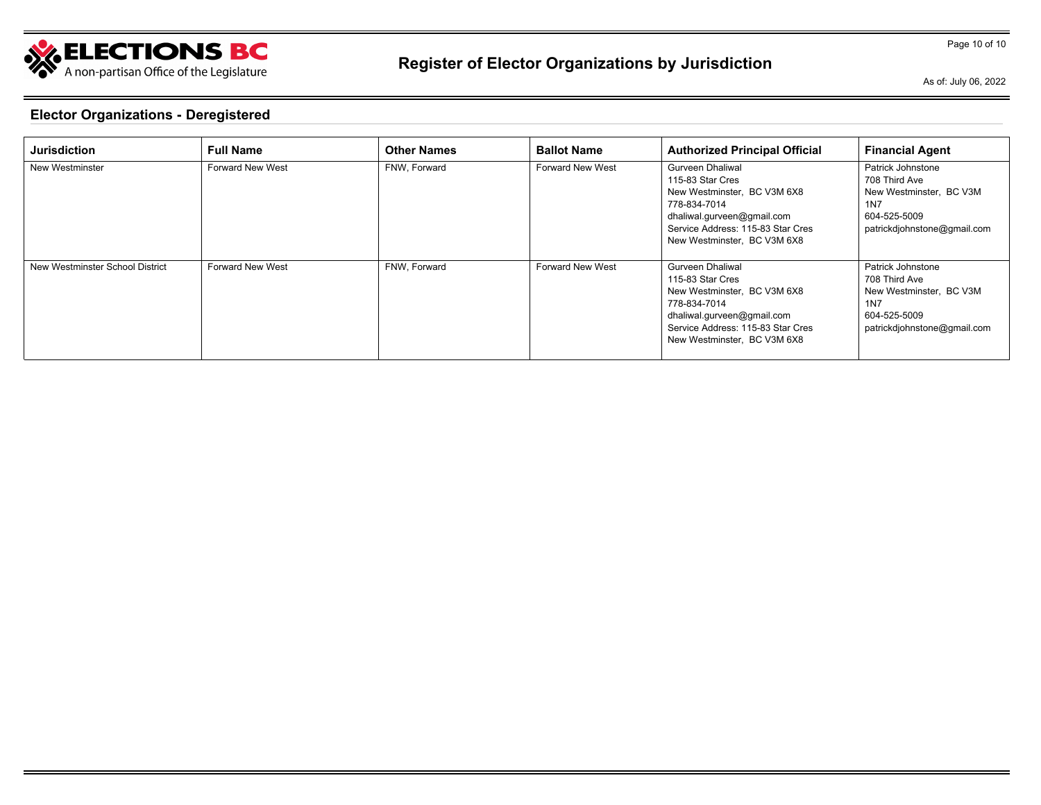# Register of Elector Organizations by Jurisdiction

As of: July 06, 2022

## Elector Organizations - Deregistered

| Jurisdiction | Full Name | Other Names | Ballot Name | Authorized Principal Official | Financial Agent |
|---|---|---|---|---|---|
| New Westminster | Forward New West | FNW, Forward | Forward New West | Gurveen Dhaliwal<br>115-83 Star Cres<br>New Westminster, BC V3M 6X8<br>778-834-7014<br>dhaliwal.gurveen@gmail.com<br>Service Address: 115-83 Star Cres<br>New Westminster, BC V3M 6X8 | Patrick Johnstone<br>708 Third Ave<br>New Westminster, BC V3M 1N7<br>604-525-5009<br>patrickdjohnstone@gmail.com |
| New Westminster School District | Forward New West | FNW, Forward | Forward New West | Gurveen Dhaliwal<br>115-83 Star Cres<br>New Westminster, BC V3M 6X8<br>778-834-7014<br>dhaliwal.gurveen@gmail.com<br>Service Address: 115-83 Star Cres<br>New Westminster, BC V3M 6X8 | Patrick Johnstone<br>708 Third Ave<br>New Westminster, BC V3M 1N7<br>604-525-5009<br>patrickdjohnstone@gmail.com |